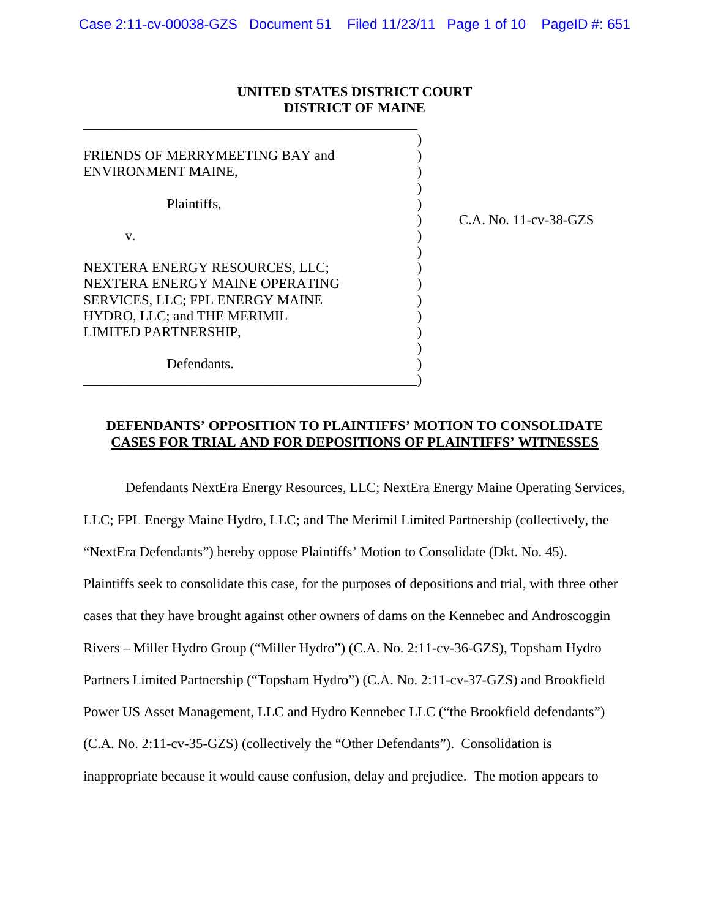**UNITED STATES DISTRICT COURT**
**DISTRICT OF MAINE**

FRIENDS OF MERRYMEETING BAY and ENVIRONMENT MAINE,

Plaintiffs,

v.

NEXTERA ENERGY RESOURCES, LLC; NEXTERA ENERGY MAINE OPERATING SERVICES, LLC; FPL ENERGY MAINE HYDRO, LLC; and THE MERIMIL LIMITED PARTNERSHIP,

Defendants.

C.A. No. 11-cv-38-GZS

**DEFENDANTS' OPPOSITION TO PLAINTIFFS' MOTION TO CONSOLIDATE CASES FOR TRIAL AND FOR DEPOSITIONS OF PLAINTIFFS' WITNESSES**

Defendants NextEra Energy Resources, LLC; NextEra Energy Maine Operating Services, LLC; FPL Energy Maine Hydro, LLC; and The Merimil Limited Partnership (collectively, the "NextEra Defendants") hereby oppose Plaintiffs' Motion to Consolidate (Dkt. No. 45). Plaintiffs seek to consolidate this case, for the purposes of depositions and trial, with three other cases that they have brought against other owners of dams on the Kennebec and Androscoggin Rivers – Miller Hydro Group ("Miller Hydro") (C.A. No. 2:11-cv-36-GZS), Topsham Hydro Partners Limited Partnership ("Topsham Hydro") (C.A. No. 2:11-cv-37-GZS) and Brookfield Power US Asset Management, LLC and Hydro Kennebec LLC ("the Brookfield defendants") (C.A. No. 2:11-cv-35-GZS) (collectively the "Other Defendants"). Consolidation is inappropriate because it would cause confusion, delay and prejudice. The motion appears to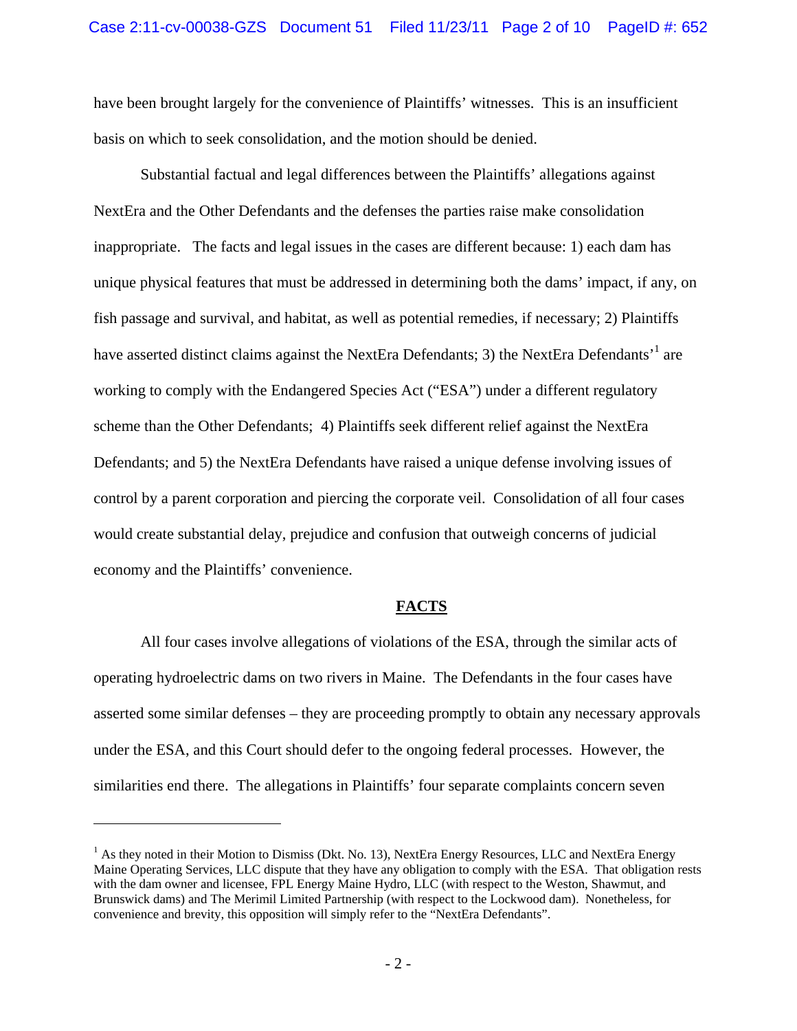have been brought largely for the convenience of Plaintiffs' witnesses. This is an insufficient basis on which to seek consolidation, and the motion should be denied.

Substantial factual and legal differences between the Plaintiffs' allegations against NextEra and the Other Defendants and the defenses the parties raise make consolidation inappropriate. The facts and legal issues in the cases are different because: 1) each dam has unique physical features that must be addressed in determining both the dams' impact, if any, on fish passage and survival, and habitat, as well as potential remedies, if necessary; 2) Plaintiffs have asserted distinct claims against the NextEra Defendants; 3) the NextEra Defendants'[1] are working to comply with the Endangered Species Act ("ESA") under a different regulatory scheme than the Other Defendants; 4) Plaintiffs seek different relief against the NextEra Defendants; and 5) the NextEra Defendants have raised a unique defense involving issues of control by a parent corporation and piercing the corporate veil. Consolidation of all four cases would create substantial delay, prejudice and confusion that outweigh concerns of judicial economy and the Plaintiffs' convenience.

## FACTS

All four cases involve allegations of violations of the ESA, through the similar acts of operating hydroelectric dams on two rivers in Maine. The Defendants in the four cases have asserted some similar defenses – they are proceeding promptly to obtain any necessary approvals under the ESA, and this Court should defer to the ongoing federal processes. However, the similarities end there. The allegations in Plaintiffs' four separate complaints concern seven

[1] As they noted in their Motion to Dismiss (Dkt. No. 13), NextEra Energy Resources, LLC and NextEra Energy Maine Operating Services, LLC dispute that they have any obligation to comply with the ESA. That obligation rests with the dam owner and licensee, FPL Energy Maine Hydro, LLC (with respect to the Weston, Shawmut, and Brunswick dams) and The Merimil Limited Partnership (with respect to the Lockwood dam). Nonetheless, for convenience and brevity, this opposition will simply refer to the "NextEra Defendants".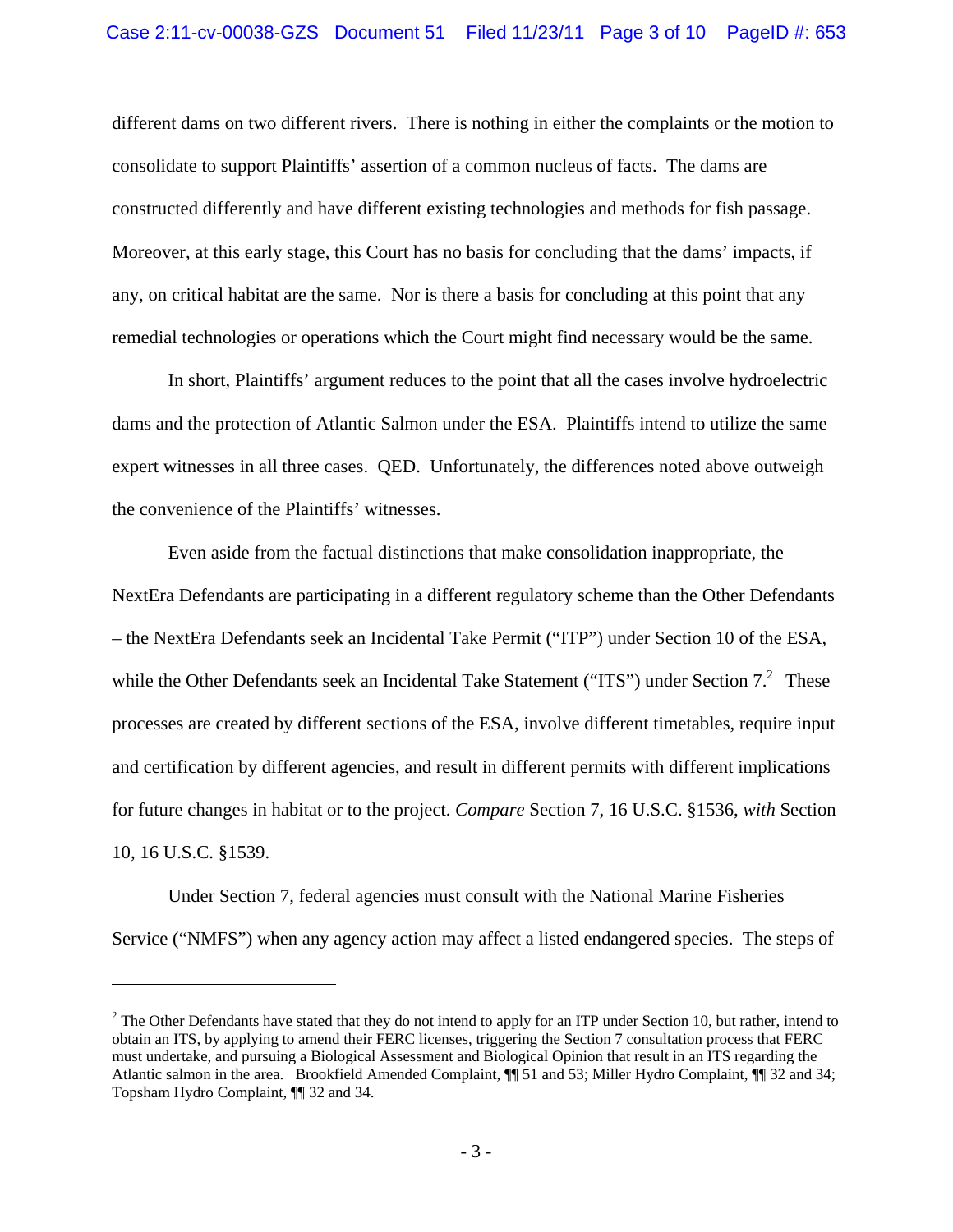different dams on two different rivers. There is nothing in either the complaints or the motion to consolidate to support Plaintiffs' assertion of a common nucleus of facts. The dams are constructed differently and have different existing technologies and methods for fish passage. Moreover, at this early stage, this Court has no basis for concluding that the dams' impacts, if any, on critical habitat are the same. Nor is there a basis for concluding at this point that any remedial technologies or operations which the Court might find necessary would be the same.

In short, Plaintiffs' argument reduces to the point that all the cases involve hydroelectric dams and the protection of Atlantic Salmon under the ESA. Plaintiffs intend to utilize the same expert witnesses in all three cases. QED. Unfortunately, the differences noted above outweigh the convenience of the Plaintiffs' witnesses.

Even aside from the factual distinctions that make consolidation inappropriate, the NextEra Defendants are participating in a different regulatory scheme than the Other Defendants – the NextEra Defendants seek an Incidental Take Permit ("ITP") under Section 10 of the ESA, while the Other Defendants seek an Incidental Take Statement ("ITS") under Section 7.[2] These processes are created by different sections of the ESA, involve different timetables, require input and certification by different agencies, and result in different permits with different implications for future changes in habitat or to the project. *Compare* Section 7, 16 U.S.C. §1536, *with* Section 10, 16 U.S.C. §1539.

Under Section 7, federal agencies must consult with the National Marine Fisheries Service ("NMFS") when any agency action may affect a listed endangered species. The steps of

---

[2] The Other Defendants have stated that they do not intend to apply for an ITP under Section 10, but rather, intend to obtain an ITS, by applying to amend their FERC licenses, triggering the Section 7 consultation process that FERC must undertake, and pursuing a Biological Assessment and Biological Opinion that result in an ITS regarding the Atlantic salmon in the area. Brookfield Amended Complaint, ¶¶ 51 and 53; Miller Hydro Complaint, ¶¶ 32 and 34; Topsham Hydro Complaint, ¶¶ 32 and 34.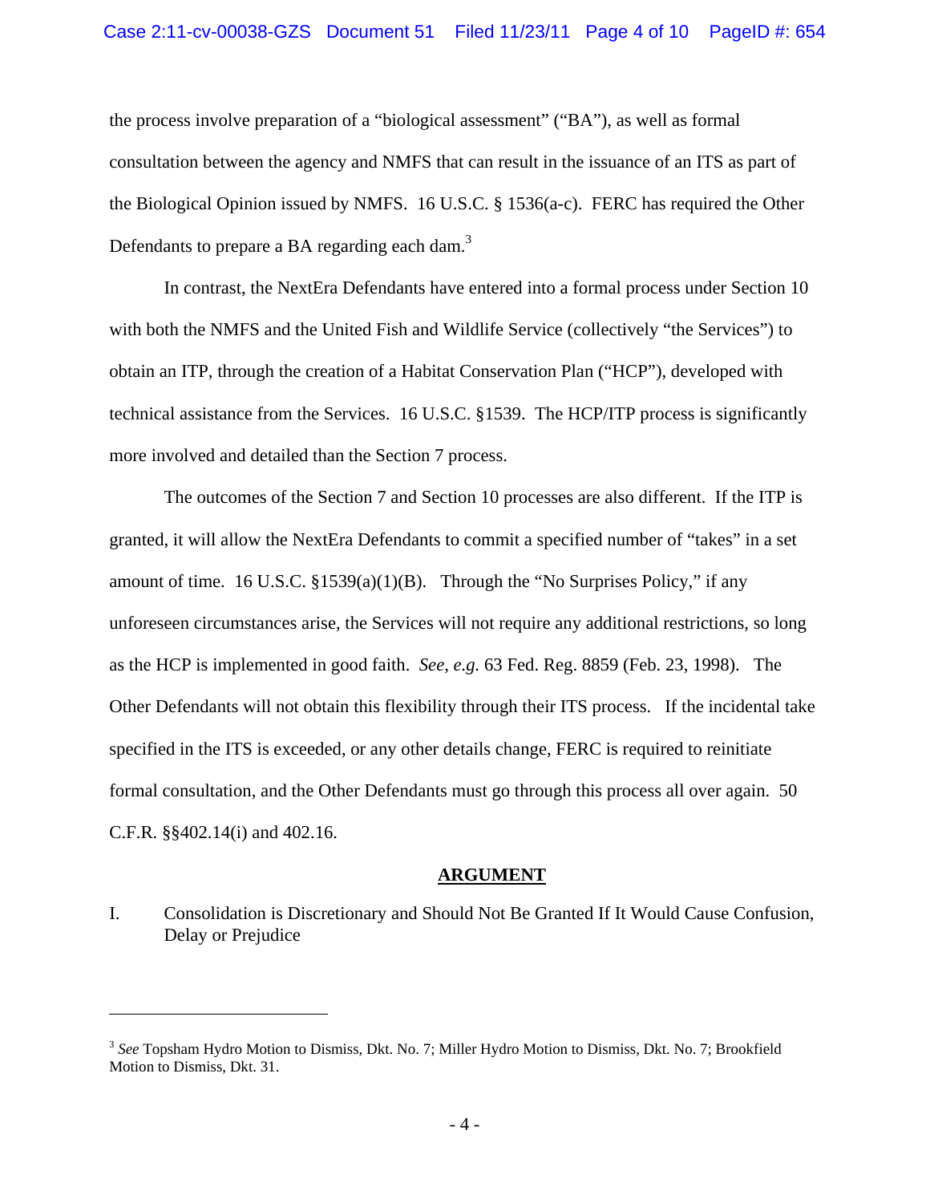the process involve preparation of a "biological assessment" ("BA"), as well as formal consultation between the agency and NMFS that can result in the issuance of an ITS as part of the Biological Opinion issued by NMFS. 16 U.S.C. § 1536(a-c). FERC has required the Other Defendants to prepare a BA regarding each dam.[3]

In contrast, the NextEra Defendants have entered into a formal process under Section 10 with both the NMFS and the United Fish and Wildlife Service (collectively "the Services") to obtain an ITP, through the creation of a Habitat Conservation Plan ("HCP"), developed with technical assistance from the Services. 16 U.S.C. §1539. The HCP/ITP process is significantly more involved and detailed than the Section 7 process.

The outcomes of the Section 7 and Section 10 processes are also different. If the ITP is granted, it will allow the NextEra Defendants to commit a specified number of "takes" in a set amount of time. 16 U.S.C. §1539(a)(1)(B). Through the "No Surprises Policy," if any unforeseen circumstances arise, the Services will not require any additional restrictions, so long as the HCP is implemented in good faith. *See, e.g.* 63 Fed. Reg. 8859 (Feb. 23, 1998). The Other Defendants will not obtain this flexibility through their ITS process. If the incidental take specified in the ITS is exceeded, or any other details change, FERC is required to reinitiate formal consultation, and the Other Defendants must go through this process all over again. 50 C.F.R. §§402.14(i) and 402.16.

## ARGUMENT

I. Consolidation is Discretionary and Should Not Be Granted If It Would Cause Confusion, Delay or Prejudice

---

[3] *See* Topsham Hydro Motion to Dismiss, Dkt. No. 7; Miller Hydro Motion to Dismiss, Dkt. No. 7; Brookfield Motion to Dismiss, Dkt. 31.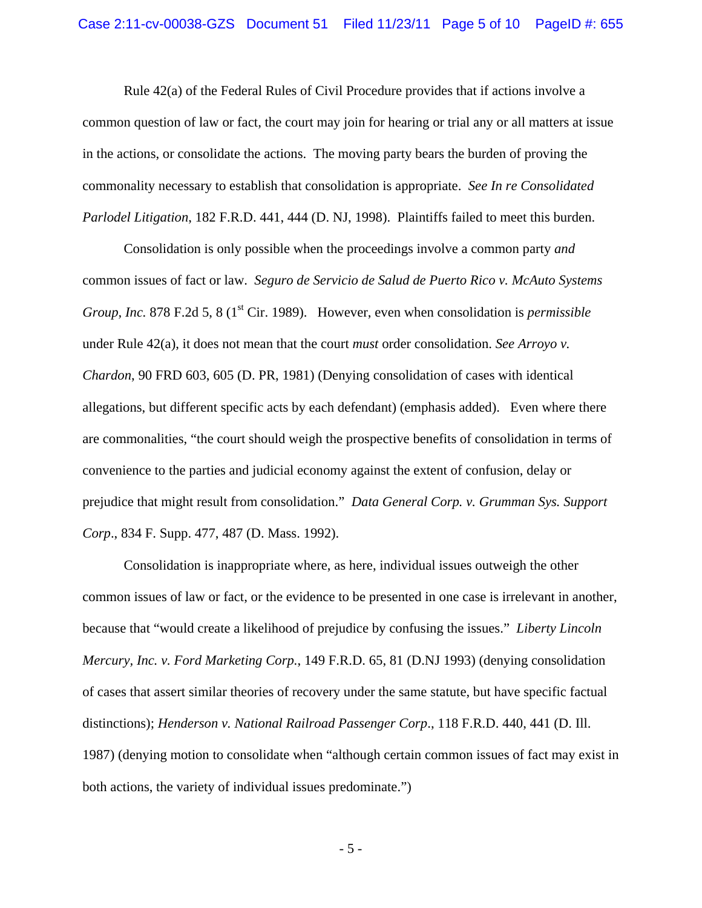Rule 42(a) of the Federal Rules of Civil Procedure provides that if actions involve a common question of law or fact, the court may join for hearing or trial any or all matters at issue in the actions, or consolidate the actions. The moving party bears the burden of proving the commonality necessary to establish that consolidation is appropriate. *See In re Consolidated Parlodel Litigation*, 182 F.R.D. 441, 444 (D. NJ, 1998). Plaintiffs failed to meet this burden.

Consolidation is only possible when the proceedings involve a common party *and* common issues of fact or law. *Seguro de Servicio de Salud de Puerto Rico v. McAuto Systems Group, Inc.* 878 F.2d 5, 8 (1st Cir. 1989). However, even when consolidation is *permissible* under Rule 42(a), it does not mean that the court *must* order consolidation. *See Arroyo v. Chardon*, 90 FRD 603, 605 (D. PR, 1981) (Denying consolidation of cases with identical allegations, but different specific acts by each defendant) (emphasis added). Even where there are commonalities, "the court should weigh the prospective benefits of consolidation in terms of convenience to the parties and judicial economy against the extent of confusion, delay or prejudice that might result from consolidation." *Data General Corp. v. Grumman Sys. Support Corp*., 834 F. Supp. 477, 487 (D. Mass. 1992).

Consolidation is inappropriate where, as here, individual issues outweigh the other common issues of law or fact, or the evidence to be presented in one case is irrelevant in another, because that "would create a likelihood of prejudice by confusing the issues." *Liberty Lincoln Mercury, Inc. v. Ford Marketing Corp.*, 149 F.R.D. 65, 81 (D.NJ 1993) (denying consolidation of cases that assert similar theories of recovery under the same statute, but have specific factual distinctions); *Henderson v. National Railroad Passenger Corp*., 118 F.R.D. 440, 441 (D. Ill. 1987) (denying motion to consolidate when "although certain common issues of fact may exist in both actions, the variety of individual issues predominate.")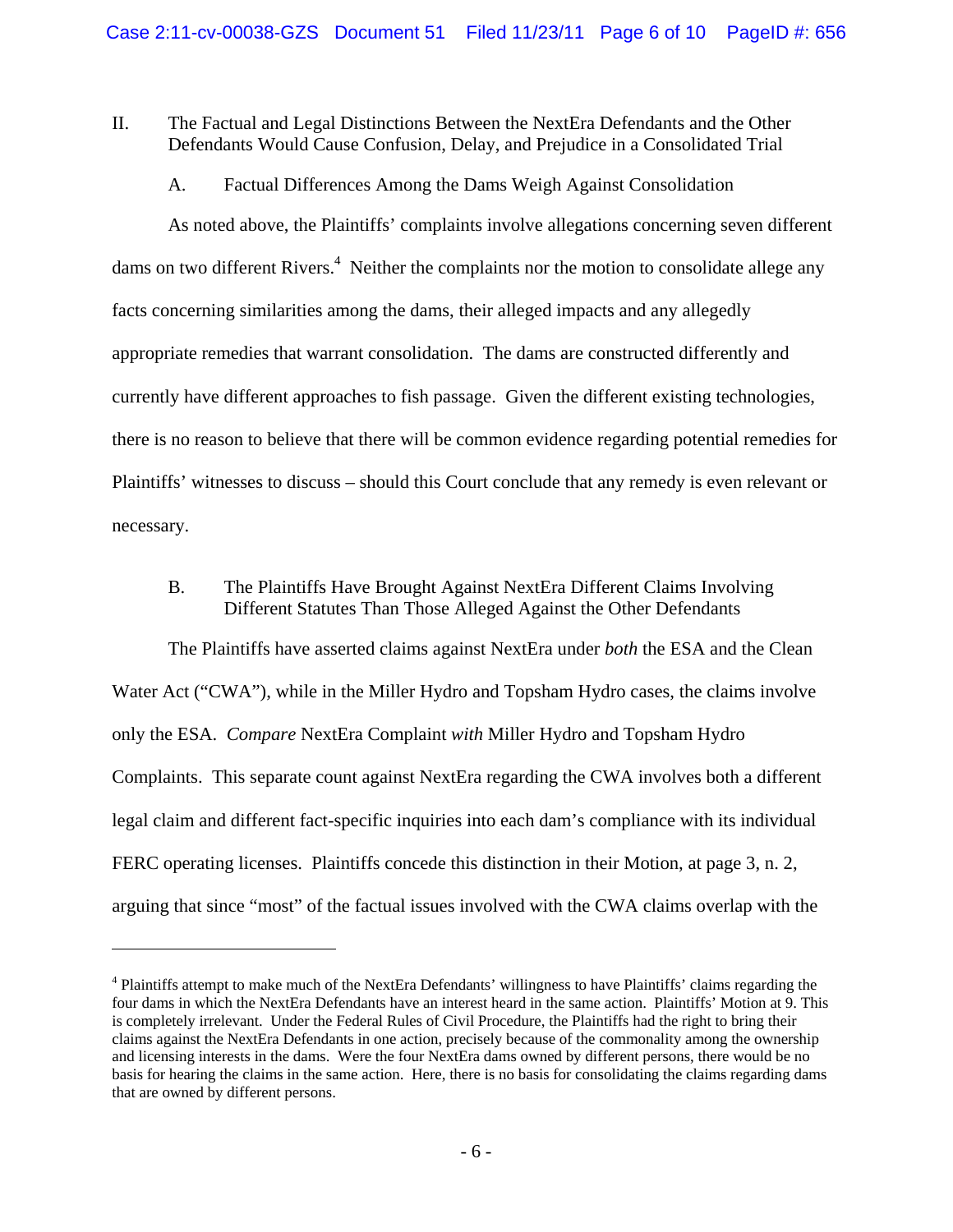## II. The Factual and Legal Distinctions Between the NextEra Defendants and the Other Defendants Would Cause Confusion, Delay, and Prejudice in a Consolidated Trial

### A. Factual Differences Among the Dams Weigh Against Consolidation

As noted above, the Plaintiffs' complaints involve allegations concerning seven different dams on two different Rivers.[4] Neither the complaints nor the motion to consolidate allege any facts concerning similarities among the dams, their alleged impacts and any allegedly appropriate remedies that warrant consolidation. The dams are constructed differently and currently have different approaches to fish passage. Given the different existing technologies, there is no reason to believe that there will be common evidence regarding potential remedies for Plaintiffs' witnesses to discuss – should this Court conclude that any remedy is even relevant or necessary.

### B. The Plaintiffs Have Brought Against NextEra Different Claims Involving Different Statutes Than Those Alleged Against the Other Defendants

The Plaintiffs have asserted claims against NextEra under *both* the ESA and the Clean Water Act ("CWA"), while in the Miller Hydro and Topsham Hydro cases, the claims involve only the ESA. *Compare* NextEra Complaint *with* Miller Hydro and Topsham Hydro Complaints. This separate count against NextEra regarding the CWA involves both a different legal claim and different fact-specific inquiries into each dam's compliance with its individual FERC operating licenses. Plaintiffs concede this distinction in their Motion, at page 3, n. 2, arguing that since "most" of the factual issues involved with the CWA claims overlap with the

---

[4] Plaintiffs attempt to make much of the NextEra Defendants' willingness to have Plaintiffs' claims regarding the four dams in which the NextEra Defendants have an interest heard in the same action. Plaintiffs' Motion at 9. This is completely irrelevant. Under the Federal Rules of Civil Procedure, the Plaintiffs had the right to bring their claims against the NextEra Defendants in one action, precisely because of the commonality among the ownership and licensing interests in the dams. Were the four NextEra dams owned by different persons, there would be no basis for hearing the claims in the same action. Here, there is no basis for consolidating the claims regarding dams that are owned by different persons.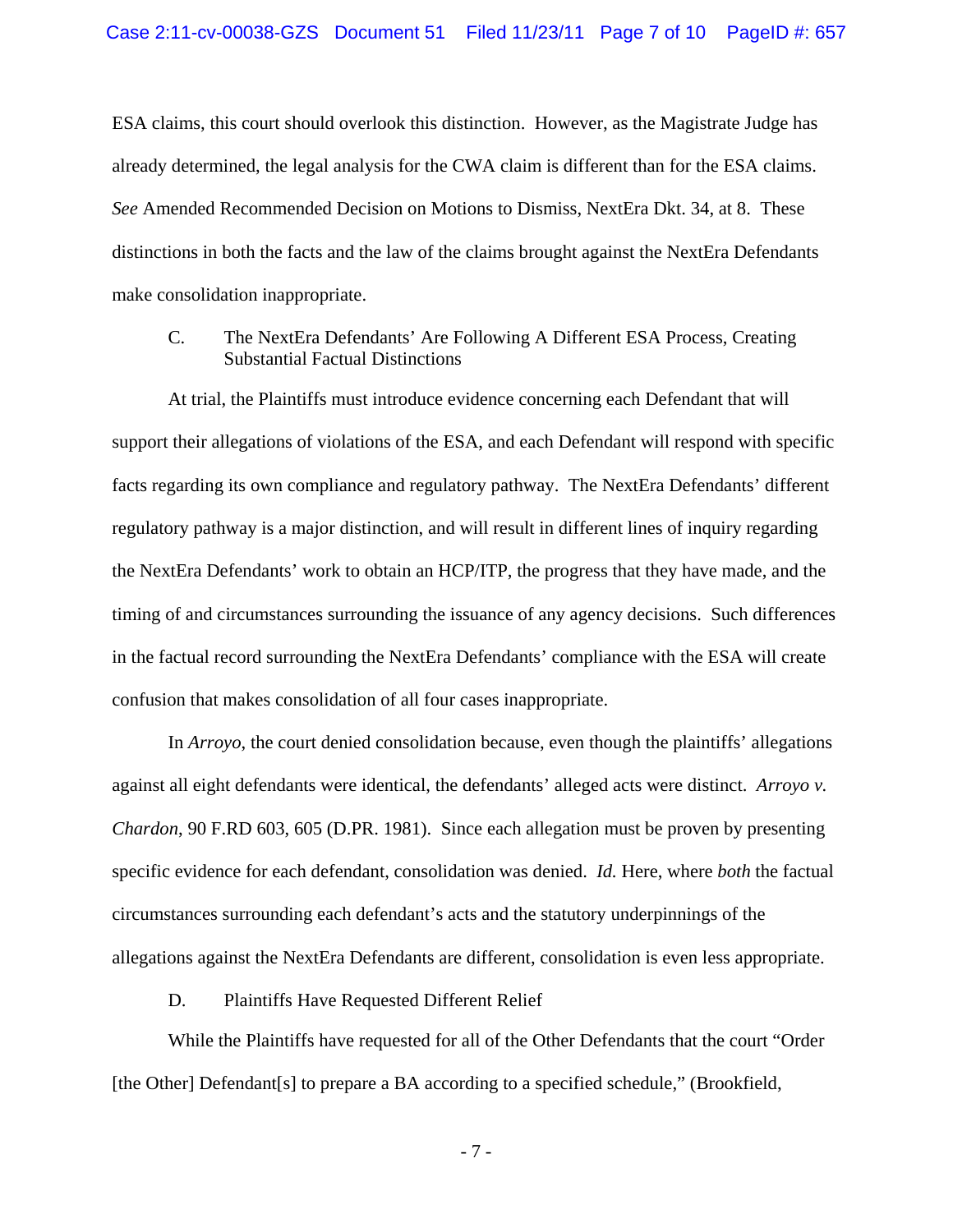ESA claims, this court should overlook this distinction. However, as the Magistrate Judge has already determined, the legal analysis for the CWA claim is different than for the ESA claims. *See* Amended Recommended Decision on Motions to Dismiss, NextEra Dkt. 34, at 8. These distinctions in both the facts and the law of the claims brought against the NextEra Defendants make consolidation inappropriate.

### C. The NextEra Defendants' Are Following A Different ESA Process, Creating Substantial Factual Distinctions

At trial, the Plaintiffs must introduce evidence concerning each Defendant that will support their allegations of violations of the ESA, and each Defendant will respond with specific facts regarding its own compliance and regulatory pathway. The NextEra Defendants' different regulatory pathway is a major distinction, and will result in different lines of inquiry regarding the NextEra Defendants' work to obtain an HCP/ITP, the progress that they have made, and the timing of and circumstances surrounding the issuance of any agency decisions. Such differences in the factual record surrounding the NextEra Defendants' compliance with the ESA will create confusion that makes consolidation of all four cases inappropriate.

In *Arroyo*, the court denied consolidation because, even though the plaintiffs' allegations against all eight defendants were identical, the defendants' alleged acts were distinct. *Arroyo v. Chardon*, 90 F.RD 603, 605 (D.PR. 1981). Since each allegation must be proven by presenting specific evidence for each defendant, consolidation was denied. *Id.* Here, where *both* the factual circumstances surrounding each defendant's acts and the statutory underpinnings of the allegations against the NextEra Defendants are different, consolidation is even less appropriate.

### D. Plaintiffs Have Requested Different Relief

While the Plaintiffs have requested for all of the Other Defendants that the court "Order [the Other] Defendant[s] to prepare a BA according to a specified schedule," (Brookfield,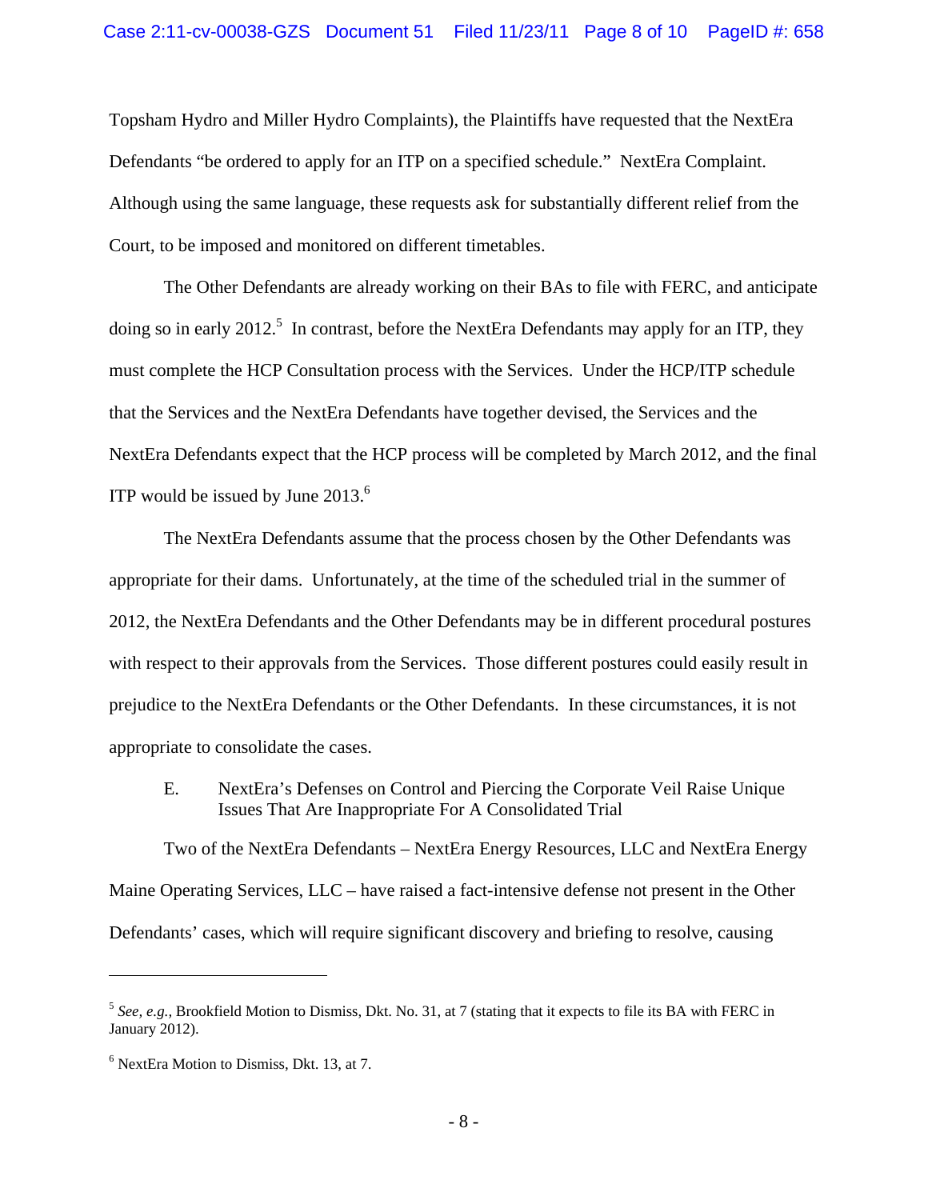Topsham Hydro and Miller Hydro Complaints), the Plaintiffs have requested that the NextEra Defendants "be ordered to apply for an ITP on a specified schedule." NextEra Complaint. Although using the same language, these requests ask for substantially different relief from the Court, to be imposed and monitored on different timetables.

The Other Defendants are already working on their BAs to file with FERC, and anticipate doing so in early 2012.[5] In contrast, before the NextEra Defendants may apply for an ITP, they must complete the HCP Consultation process with the Services. Under the HCP/ITP schedule that the Services and the NextEra Defendants have together devised, the Services and the NextEra Defendants expect that the HCP process will be completed by March 2012, and the final ITP would be issued by June 2013.[6]

The NextEra Defendants assume that the process chosen by the Other Defendants was appropriate for their dams. Unfortunately, at the time of the scheduled trial in the summer of 2012, the NextEra Defendants and the Other Defendants may be in different procedural postures with respect to their approvals from the Services. Those different postures could easily result in prejudice to the NextEra Defendants or the Other Defendants. In these circumstances, it is not appropriate to consolidate the cases.

E. NextEra's Defenses on Control and Piercing the Corporate Veil Raise Unique Issues That Are Inappropriate For A Consolidated Trial

Two of the NextEra Defendants – NextEra Energy Resources, LLC and NextEra Energy Maine Operating Services, LLC – have raised a fact-intensive defense not present in the Other Defendants' cases, which will require significant discovery and briefing to resolve, causing

---

[5] *See, e.g.,* Brookfield Motion to Dismiss, Dkt. No. 31, at 7 (stating that it expects to file its BA with FERC in January 2012).

[6] NextEra Motion to Dismiss, Dkt. 13, at 7.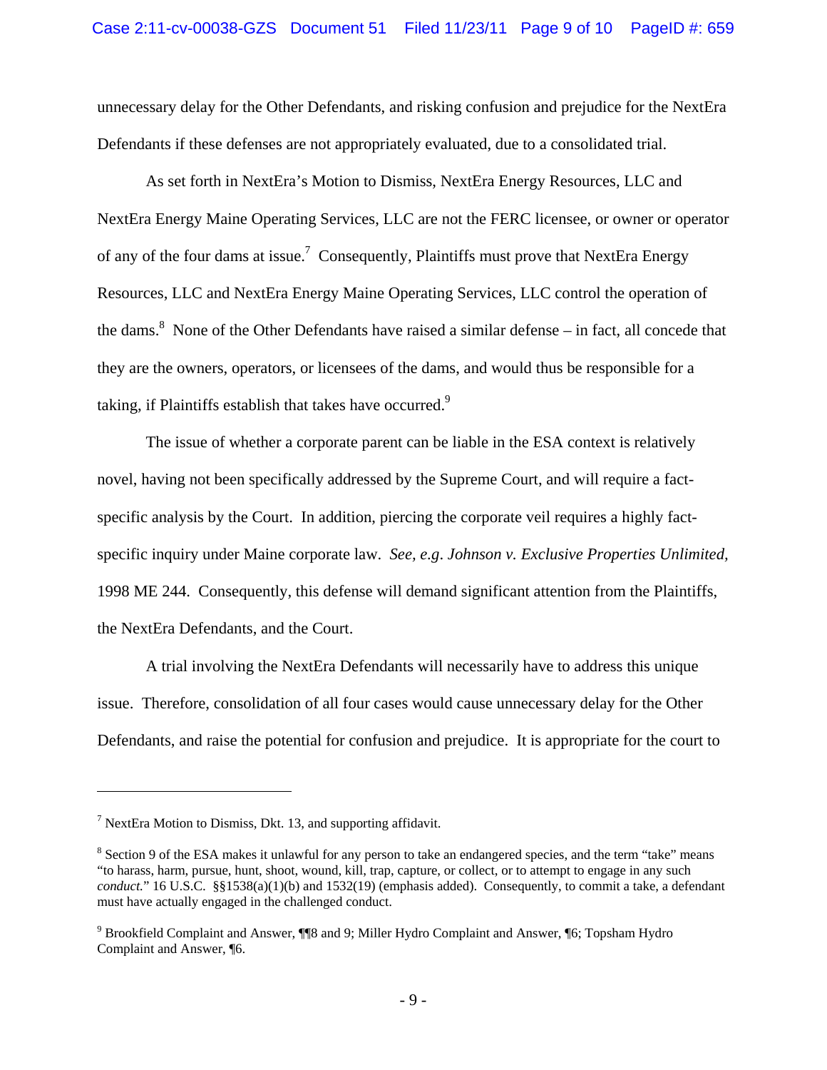unnecessary delay for the Other Defendants, and risking confusion and prejudice for the NextEra Defendants if these defenses are not appropriately evaluated, due to a consolidated trial.

As set forth in NextEra's Motion to Dismiss, NextEra Energy Resources, LLC and NextEra Energy Maine Operating Services, LLC are not the FERC licensee, or owner or operator of any of the four dams at issue.[7] Consequently, Plaintiffs must prove that NextEra Energy Resources, LLC and NextEra Energy Maine Operating Services, LLC control the operation of the dams.[8] None of the Other Defendants have raised a similar defense – in fact, all concede that they are the owners, operators, or licensees of the dams, and would thus be responsible for a taking, if Plaintiffs establish that takes have occurred.[9]

The issue of whether a corporate parent can be liable in the ESA context is relatively novel, having not been specifically addressed by the Supreme Court, and will require a fact-specific analysis by the Court. In addition, piercing the corporate veil requires a highly fact-specific inquiry under Maine corporate law. *See, e.g. Johnson v. Exclusive Properties Unlimited,* 1998 ME 244. Consequently, this defense will demand significant attention from the Plaintiffs, the NextEra Defendants, and the Court.

A trial involving the NextEra Defendants will necessarily have to address this unique issue. Therefore, consolidation of all four cases would cause unnecessary delay for the Other Defendants, and raise the potential for confusion and prejudice. It is appropriate for the court to

---

[7] NextEra Motion to Dismiss, Dkt. 13, and supporting affidavit.

[8] Section 9 of the ESA makes it unlawful for any person to take an endangered species, and the term "take" means "to harass, harm, pursue, hunt, shoot, wound, kill, trap, capture, or collect, or to attempt to engage in any such *conduct.*" 16 U.S.C. §§1538(a)(1)(b) and 1532(19) (emphasis added). Consequently, to commit a take, a defendant must have actually engaged in the challenged conduct.

[9] Brookfield Complaint and Answer, ¶¶8 and 9; Miller Hydro Complaint and Answer, ¶6; Topsham Hydro Complaint and Answer, ¶6.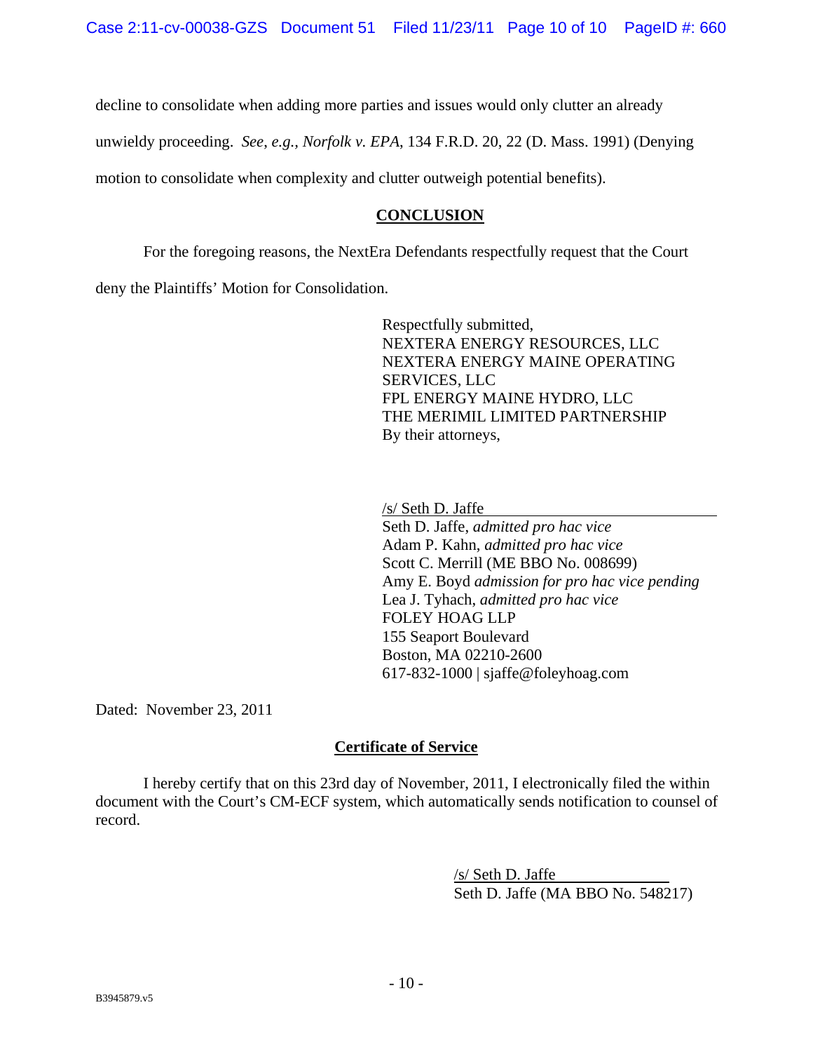decline to consolidate when adding more parties and issues would only clutter an already unwieldy proceeding. *See, e.g., Norfolk v. EPA*, 134 F.R.D. 20, 22 (D. Mass. 1991) (Denying motion to consolidate when complexity and clutter outweigh potential benefits).

## CONCLUSION

For the foregoing reasons, the NextEra Defendants respectfully request that the Court deny the Plaintiffs' Motion for Consolidation.

Respectfully submitted,
NEXTERA ENERGY RESOURCES, LLC
NEXTERA ENERGY MAINE OPERATING SERVICES, LLC
FPL ENERGY MAINE HYDRO, LLC
THE MERIMIL LIMITED PARTNERSHIP
By their attorneys,

/s/ Seth D. Jaffe
Seth D. Jaffe, *admitted pro hac vice*
Adam P. Kahn, *admitted pro hac vice*
Scott C. Merrill (ME BBO No. 008699)
Amy E. Boyd *admission for pro hac vice pending*
Lea J. Tyhach, *admitted pro hac vice*
FOLEY HOAG LLP
155 Seaport Boulevard
Boston, MA 02210-2600
617-832-1000 | sjaffe@foleyhoag.com

Dated: November 23, 2011

## Certificate of Service

I hereby certify that on this 23rd day of November, 2011, I electronically filed the within document with the Court's CM-ECF system, which automatically sends notification to counsel of record.

/s/ Seth D. Jaffe
Seth D. Jaffe (MA BBO No. 548217)

B3945879.v5